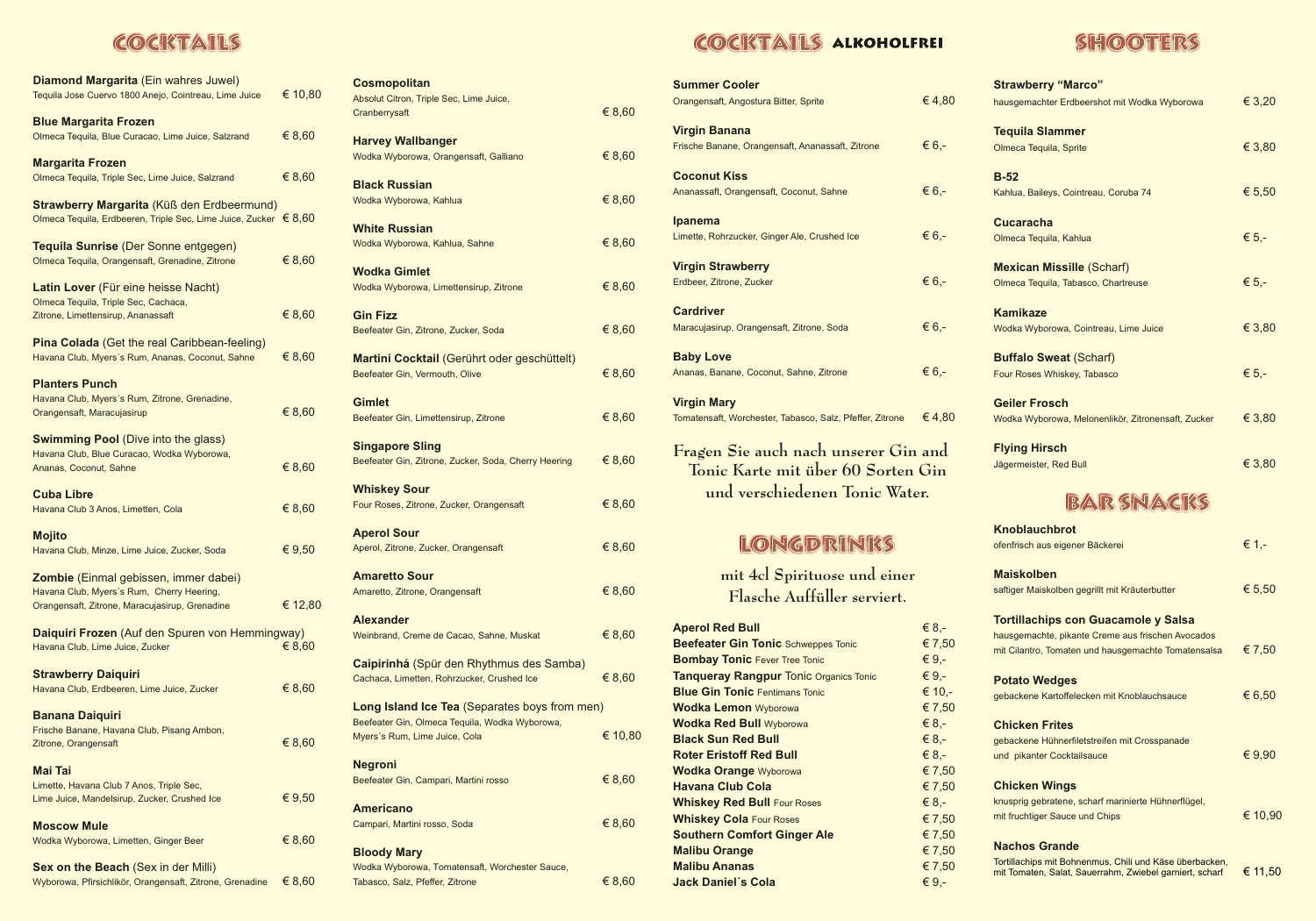# COCKTAILS

**Diamond Margarita** (Ein wahres Juwel)
Tequila Jose Cuervo 1800 Anejo, Cointreau, Lime Juice — € 10,80

**Blue Margarita Frozen**
Olmeca Tequila, Blue Curacao, Lime Juice, Salzrand — € 8,60

**Margarita Frozen**
Olmeca Tequila, Triple Sec, Lime Juice, Salzrand — € 8,60

**Strawberry Margarita** (Küß den Erdbeermund)
Olmeca Tequila, Erdbeeren, Triple Sec, Lime Juice, Zucker — € 8,60

**Tequila Sunrise** (Der Sonne entgegen)
Olmeca Tequila, Orangensaft, Grenadine, Zitrone — € 8,60

**Latin Lover** (Für eine heisse Nacht)
Olmeca Tequila, Triple Sec, Cachaca, Zitrone, Limettensirup, Ananassaft — € 8,60

**Pina Colada** (Get the real Caribbean-feeling)
Havana Club, Myers´s Rum, Ananas, Coconut, Sahne — € 8,60

**Planters Punch**
Havana Club, Myers´s Rum, Zitrone, Grenadine, Orangensaft, Maracujasirup — € 8,60

**Swimming Pool** (Dive into the glass)
Havana Club, Blue Curacao, Wodka Wyborowa, Ananas, Coconut, Sahne — € 8,60

**Cuba Libre**
Havana Club 3 Anos, Limetten, Cola — € 8,60

**Mojito**
Havana Club, Minze, Lime Juice, Zucker, Soda — € 9,50

**Zombie** (Einmal gebissen, immer dabei)
Havana Club, Myers´s Rum, Cherry Heering, Orangensaft, Zitrone, Maracujasirup, Grenadine — € 12,80

**Daiquiri Frozen** (Auf den Spuren von Hemmingway)
Havana Club, Lime Juice, Zucker — € 8,60

**Strawberry Daiquiri**
Havana Club, Erdbeeren, Lime Juice, Zucker — € 8,60

**Banana Daiquiri**
Frische Banane, Havana Club, Pisang Ambon, Zitrone, Orangensaft — € 8,60

**Mai Tai**
Limette, Havana Club 7 Anos, Triple Sec, Lime Juice, Mandelsirup, Zucker, Crushed Ice — € 9,50

**Moscow Mule**
Wodka Wyborowa, Limetten, Ginger Beer — € 8,60

**Sex on the Beach** (Sex in der Milli)
Wyborowa, Pfirsichlikör, Orangensaft, Zitrone, Grenadine — € 8,60

**Cosmopolitan**
Absolut Citron, Triple Sec, Lime Juice, Cranberrysaft — € 8,60

**Harvey Wallbanger**
Wodka Wyborowa, Orangensaft, Galliano — € 8,60

**Black Russian**
Wodka Wyborowa, Kahlua — € 8,60

**White Russian**
Wodka Wyborowa, Kahlua, Sahne — € 8,60

**Wodka Gimlet**
Wodka Wyborowa, Limettensirup, Zitrone — € 8,60

**Gin Fizz**
Beefeater Gin, Zitrone, Zucker, Soda — € 8,60

**Martini Cocktail** (Gerührt oder geschüttelt)
Beefeater Gin, Vermouth, Olive — € 8,60

**Gimlet**
Beefeater Gin, Limettensirup, Zitrone — € 8,60

**Singapore Sling**
Beefeater Gin, Zitrone, Zucker, Soda, Cherry Heering — € 8,60

**Whiskey Sour**
Four Roses, Zitrone, Zucker, Orangensaft — € 8,60

**Aperol Sour**
Aperol, Zitrone, Zucker, Orangensaft — € 8,60

**Amaretto Sour**
Amaretto, Zitrone, Orangensaft — € 8,60

**Alexander**
Weinbrand, Creme de Cacao, Sahne, Muskat — € 8,60

**Caipirinhá** (Spür den Rhythmus des Samba)
Cachaca, Limetten, Rohrzucker, Crushed Ice — € 8,60

**Long Island Ice Tea** (Separates boys from men)
Beefeater Gin, Olmeca Tequila, Wodka Wyborowa, Myers´s Rum, Lime Juice, Cola — € 10,80

**Negroni**
Beefeater Gin, Campari, Martini rosso — € 8,60

**Americano**
Campari, Martini rosso, Soda — € 8,60

**Bloody Mary**
Wodka Wyborowa, Tomatensaft, Worchester Sauce, Tabasco, Salz, Pfeffer, Zitrone — € 8,60

# COCKTAILS ALKOHOLFREI

**Summer Cooler**
Orangensaft, Angostura Bitter, Sprite — € 4,80

**Virgin Banana**
Frische Banane, Orangensaft, Ananassaft, Zitrone — € 6,-

**Coconut Kiss**
Ananassaft, Orangensaft, Coconut, Sahne — € 6,-

**Ipanema**
Limette, Rohrzucker, Ginger Ale, Crushed Ice — € 6,-

**Virgin Strawberry**
Erdbeer, Zitrone, Zucker — € 6,-

**Cardriver**
Maracujasirup, Orangensaft, Zitrone, Soda — € 6,-

**Baby Love**
Ananas, Banane, Coconut, Sahne, Zitrone — € 6,-

**Virgin Mary**
Tomatensaft, Worchester, Tabasco, Salz, Pfeffer, Zitrone — € 4,80

Fragen Sie auch nach unserer Gin and Tonic Karte mit über 60 Sorten Gin und verschiedenen Tonic Water.

# LONGDRINKS

mit 4cl Spirituose und einer Flasche Auffüller serviert.

| | |
|---|---|
| **Aperol Red Bull** | € 8,- |
| **Beefeater Gin Tonic** Schweppes Tonic | € 7,50 |
| **Bombay Tonic** Fever Tree Tonic | € 9,- |
| **Tanqueray Rangpur** Tonic Organics Tonic | € 9,- |
| **Blue Gin Tonic** Fentimans Tonic | € 10,- |
| **Wodka Lemon** Wyborowa | € 7,50 |
| **Wodka Red Bull** Wyborowa | € 8,- |
| **Black Sun Red Bull** | € 8,- |
| **Roter Eristoff Red Bull** | € 8,- |
| **Wodka Orange** Wyborowa | € 7,50 |
| **Havana Club Cola** | € 7,50 |
| **Whiskey Red Bull** Four Roses | € 8,- |
| **Whiskey Cola** Four Roses | € 7,50 |
| **Southern Comfort Ginger Ale** | € 7,50 |
| **Malibu Orange** | € 7,50 |
| **Malibu Ananas** | € 7,50 |
| **Jack Daniel´s Cola** | € 9,- |

# SHOOTERS

**Strawberry "Marco"**
hausgemachter Erdbeershot mit Wodka Wyborowa — € 3,20

**Tequila Slammer**
Olmeca Tequila, Sprite — € 3,80

**B-52**
Kahlua, Baileys, Cointreau, Coruba 74 — € 5,50

**Cucaracha**
Olmeca Tequila, Kahlua — € 5,-

**Mexican Missille** (Scharf)
Olmeca Tequila, Tabasco, Chartreuse — € 5,-

**Kamikaze**
Wodka Wyborowa, Cointreau, Lime Juice — € 3,80

**Buffalo Sweat** (Scharf)
Four Roses Whiskey, Tabasco — € 5,-

**Geiler Frosch**
Wodka Wyborowa, Melonenlikör, Zitronensaft, Zucker — € 3,80

**Flying Hirsch**
Jägermeister, Red Bull — € 3,80

# BAR SNACKS

**Knoblauchbrot**
ofenfrisch aus eigener Bäckerei — € 1,-

**Maiskolben**
saftiger Maiskolben gegrillt mit Kräuterbutter — € 5,50

**Tortillachips con Guacamole y Salsa**
hausgemachte, pikante Creme aus frischen Avocados mit Cilantro, Tomaten und hausgemachte Tomatensalsa — € 7,50

**Potato Wedges**
gebackene Kartoffelecken mit Knoblauchsauce — € 6,50

**Chicken Frites**
gebackene Hühnerfiletstreifen mit Crosspanade und pikanter Cocktailsauce — € 9,90

**Chicken Wings**
knusprig gebratene, scharf marinierte Hühnerflügel, mit fruchtiger Sauce und Chips — € 10,90

**Nachos Grande**
Tortillachips mit Bohnenmus, Chili und Käse überbacken, mit Tomaten, Salat, Sauerrahm, Zwiebel garniert, scharf — € 11,50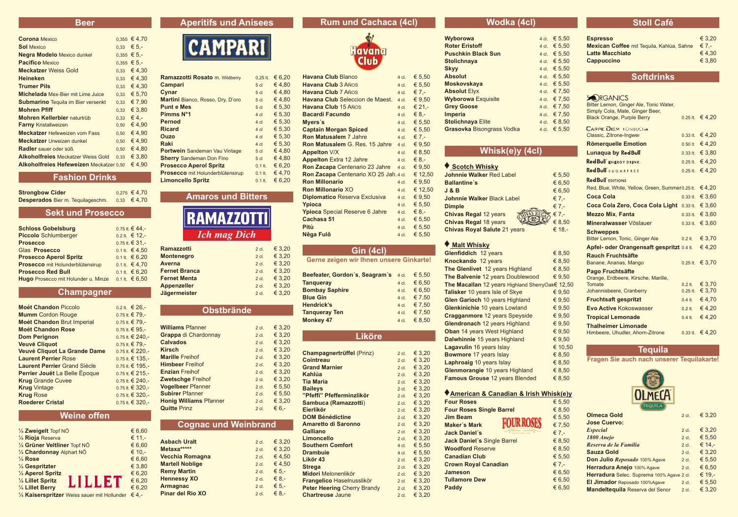## Beer

| | | |
|---|---|---|
| **Corona** Mexico | 0,355 | € 4,70 |
| **Sol** Mexico | 0,33 | € 5,- |
| **Negra Modelo** Mexico dunkel | 0,355 | € 5,- |
| **Pacifico** Mexico | 0,355 | € 5,- |
| **Meckatzer** Weiss Gold | 0,33 | € 4,30 |
| **Heineken** | 0,33 | € 4,30 |
| **Trumer Pils** | 0,33 | € 4,30 |
| **Michelada** Mex-Bier mit Lime Juice | 0,33 | € 5,70 |
| **Submarino** Tequila im Bier versenkt | 0,33 | € 7,90 |
| **Mohren Pfiff** | 0,33 | € 3,80 |
| **Mohren Kellerbier** naturtrüb | 0,33 | € 4,- |
| **Farny** Kristallweizen | 0,50 | € 4,90 |
| **Meckatzer** Hefeweizen vom Fass | 0,50 | € 4,90 |
| **Meckatzer** Urweizen dunkel | 0,50 | € 4,90 |
| **Radler** sauer oder süß | 0,50 | € 4,80 |
| **Alkoholfreies** Meckatzer Weiss Gold | 0,33 | € 3,80 |
| **Alkoholfreies Hefeweizen** Meckatzer | 0,50 | € 4,90 |

## Fashion Drinks

| | | |
|---|---|---|
| **Strongbow Cider** | 0,275 | € 4,70 |
| **Desperados** Bier m. Tequilageschm. | 0,33 | € 4,70 |

## Sekt und Prosecco

| | | |
|---|---|---|
| **Schloss Gobelsburg** | 0.75 lt. | € 44,- |
| **Piccolo** Schlumberger | 0.2 lt. | € 12,- |
| **Prosecco** | 0.75 lt. | € 31,- |
| Glas **Prosecco** | 0.1 lt. | € 4,50 |
| **Prosecco Aperol Spritz** | 0.1 lt. | € 6,20 |
| **Prosecco** mit Holunderblütensirup | 0.1 lt. | € 4,70 |
| **Prosecco Red Bull** | 0.1 lt. | € 6,20 |
| **Hugo** Prosecco mit Holunder u. Minze | 0.1 lt. | € 6,50 |

## Champagner

| | | |
|---|---|---|
| **Moét Chandon** Piccolo | 0.2 lt. | € 26,- |
| **Mumm** Cordon Rouge | 0.75 lt. | € 79,- |
| **Moét Chandon** Brut Imperial | 0.75 lt. | € 79,- |
| **Moét Chandon Rose** | 0.75 lt. | € 95,- |
| **Dom Perignon** | 0.75 lt. | € 240,- |
| **Veuvé Cliquot** | 0.75 lt. | € 79,- |
| **Veuvé Cliquot La Grande Dame** | 0.75 lt. | € 220,- |
| **Laurent Perrier** Rose | 0.75 lt. | € 135,- |
| **Laurent Perrier** Grand Siècle | 0.75 lt. | € 195,- |
| **Perrier Jouët** La Belle Époque | 0.75 lt. | € 215,- |
| **Krug** Grande Cuvee | 0.75 lt. | € 240,- |
| **Krug** Vintage | 0.75 lt. | € 320,- |
| **Krug** Rose | 0.75 lt. | € 320,- |
| **Roederer Cristal** | 0.75 lt. | € 320,- |

## Weine offen

| | |
|---|---|
| ¼ **Zweigelt** Topf NÖ | € 6,60 |
| ¼ **Rioja** Reserva | € 11,- |
| ¼ **Grüner Veltliner** Topf NÖ | € 6,60 |
| ¼ **Chardonnay** Alphart NÖ | € 10,- |
| ¼ **Rose** | € 6,60 |
| ¼ **Gespritzter** | € 3,80 |
| ¼ **Aperol Spritz** | € 6,20 |
| ¼ **Lillet Spritz** | € 6,20 |
| ¼ **Lillet Berry** | € 6,20 |
| ¼ **Kaiserspritzer** Weiss sauer mit Hollunder | € 4,- |

## Aperitifs und Anisees

| | | |
|---|---|---|
| **Ramazzotti Rosato** m. Wildberry | 0,25 lt. | € 6,20 |
| **Campari** | 5 cl | € 4,80 |
| **Cynar** | 5 cl | € 4,80 |
| **Martini** Bianco, Rosso, Dry, D'oro | 5 cl | € 4,80 |
| **Punt e Mes** | 5 cl | € 5,30 |
| **Pimms N°1** | 4 cl | € 5,30 |
| **Pernod** | 4 cl | € 5,30 |
| **Ricard** | 4 cl | € 5,30 |
| **Ouzo** | 4 cl | € 5,30 |
| **Raki** | 4 cl | € 5,30 |
| **Portwein** Sandeman Vau Vintage | 5 cl | € 4,80 |
| **Sherry** Sandeman Don Fino | 5 cl | € 4,80 |
| **Prosecco Aperol Spritz** | 0.1 lt. | € 6,20 |
| **Prosecco** mit Holunderblütensirup | 0.1 lt. | € 4,70 |
| **Limoncello Spritz** | 0.1 lt. | € 6,20 |

## Amaros und Bitters

Ich mag Dich

| | | |
|---|---|---|
| **Ramazzotti** | 2 cl. | € 3,20 |
| **Montenegro** | 2 cl. | € 3,20 |
| **Averna** | 2 cl. | € 3,20 |
| **Fernet Branca** | 2 cl. | € 3,20 |
| **Fernet Menta** | 2 cl. | € 3,20 |
| **Appenzeller** | 2 cl. | € 3,20 |
| **Jägermeister** | 2 cl. | € 3,20 |

## Obstbrände

| | | |
|---|---|---|
| **Williams** Pfanner | 2 cl. | € 3,20 |
| **Grappa** di Chardonnay | 2 cl. | € 3,20 |
| **Calvados** | 2 cl. | € 3,20 |
| **Kirsch** | 2 cl. | € 3,20 |
| **Marille** Freihof | 2 cl. | € 3,20 |
| **Himbeer** Freihof | 2 cl. | € 3,20 |
| **Enzian** Freihof | 2 cl. | € 3,20 |
| **Zwetschge** Freihof | 2 cl. | € 3,20 |
| **Vogelbeer** Pfanner | 2 cl. | € 5,50 |
| **Subirer** Pfanner | 2 cl. | € 5,50 |
| **Honig Williams** Pfanner | 2 cl. | € 3,20 |
| **Quitte** Prinz | 2 cl. | € 6,- |

## Cognac und Weinbrand

| | | |
|---|---|---|
| **Asbach Uralt** | 2 cl. | € 3,20 |
| **Metaxa*\*\*\*\*** | 2 cl. | € 3,20 |
| **Vecchia Romagna** | 2 cl. | € 4,50 |
| **Martell Noblige** | 2 cl. | € 4,50 |
| **Remy Martin** | 2 cl. | € 5,- |
| **Hennessy XO** | 2 cl. | € 8,- |
| **Armagnac** | 2 cl. | € 5,- |
| **Pinar del Rio XO** | 2 cl. | € 8,- |

## Rum und Cachaca (4cl)

| | | |
|---|---|---|
| **Havana Club** Blanco | 4 cl. | € 5,50 |
| **Havana Club** 3 Años | 4 cl. | € 5,50 |
| **Havana Club** 7 Años | 4 cl. | € 7,- |
| **Havana Club** Seleccion de Maest. | 4 cl. | € 9,50 |
| **Havana Club** 15 Años | 4 cl. | € 21,- |
| **Bacardi Facundo** | 4 cl. | € 8,- |
| **Myers´s** | 4 cl. | € 5,50 |
| **Captain Morgan Spiced** | 4 cl. | € 5,50 |
| **Ron Matusalem** 7 Jahre | 4 cl. | € 7,- |
| **Ron Matusalem** G. Res. 15 Jahre | 4 cl. | € 9,50 |
| **Appelton** V/X | 4 cl. | € 8,50 |
| **Appelton** Extra 12 Jahre | 4 cl. | € 8,- |
| **Ron Zacapa** Centenario 23 Jahre | 4 cl. | € 9,50 |
| **Ron Zacapa** Centenario XO 25 Jah. | 4 cl. | € 12,50 |
| **Ron Millonario** | 4 cl. | € 9,50 |
| **Ron Millonario** XO | 4 cl. | € 12,50 |
| **Diplomatico** Reserva Exclusiva | 4 cl. | € 9,50 |
| **Ypioca** | 4 cl. | € 5,50 |
| **Ypioca** Special Reserve 6 Jahre | 4 cl. | € 8,- |
| **Cachasa 51** | 4 cl. | € 5,50 |
| **Pitù** | 4 cl. | € 5,50 |
| **Nêga Fulô** | 4 cl. | € 5,50 |

## Gin (4cl)

Gerne zeigen wir Ihnen unsere Ginkarte!

| | | |
|---|---|---|
| **Beefeater, Gordon´s, Seagram´s** | 4 cl. | € 5,50 |
| **Tanqueray** | 4 cl. | € 6,50 |
| **Bombay Saphire** | 4 cl. | € 6,50 |
| **Blue Gin** | 4 cl. | € 7,50 |
| **Hendrick's** | 4 cl. | € 7,50 |
| **Tanqueray Ten** | 4 cl. | € 7,50 |
| **Monkey 47** | 4 cl. | € 8,50 |

## Liköre

| | | |
|---|---|---|
| **Champagnertrüffel** (Prinz) | 2 cl. | € 3,20 |
| **Cointreau** | 2 cl. | € 3,20 |
| **Grand Marnier** | 2 cl. | € 3,20 |
| **Kahlúa** | 2 cl. | € 3,20 |
| **Tia Maria** | 2 cl. | € 3,20 |
| **Baileys** | 2 cl. | € 3,20 |
| **"Pfeffi" Pfefferminzlikör** | 2 cl. | € 3,20 |
| **Sambuca (Ramazzotti)** | 2 cl. | € 3,20 |
| **Eierlikör** | 2 cl. | € 3,20 |
| **DOM Bénédictine** | 2 cl. | € 3,20 |
| **Amaretto di Saronno** | 2 cl. | € 3,20 |
| **Galliano** | 2 cl. | € 3,20 |
| **Limoncello** | 2 cl. | € 3,20 |
| **Southern Comfort** | 4 cl. | € 5,50 |
| **Drambuie** | 4 cl. | € 5,50 |
| **Likör 43** | 2 cl. | € 3,20 |
| **Strega** | 2 cl. | € 3,20 |
| **Midori** Melonenlikör | 2 cl. | € 3,20 |
| **Frangelico** Haselnusslikör | 2 cl. | € 3,20 |
| **Peter Heering** Cherry Brandy | 2 cl. | € 3,20 |
| **Chartreuse** Jaune | 2 cl. | € 3,20 |

## Wodka (4cl)

| | | |
|---|---|---|
| **Wyborowa** | 4 cl. | € 5,50 |
| **Roter Eristoff** | 4 cl. | € 5,50 |
| **Puschkin Black Sun** | 4 cl. | € 5,50 |
| **Stolichnaya** | 4 cl. | € 5,50 |
| **Skyy** | 4 cl. | € 5,50 |
| **Absolut** | 4 cl. | € 5,50 |
| **Moskovskaya** | 4 cl. | € 5,50 |
| **Absolut** Elyx | 4 cl. | € 7,50 |
| **Wyborowa** Exquisite | 4 cl. | € 7,50 |
| **Grey Goose** | 4 cl. | € 7,50 |
| **Imperia** | 4 cl. | € 7,50 |
| **Stolichnaya** Elite | 4 cl. | € 8,50 |
| **Grasovka** Bisongrass Vodka | 4 cl. | € 5,50 |

## Whisk(e)y (4cl)

### ♦ Scotch Whisky

| | |
|---|---|
| **Johnnie Walker** Red Label | € 5,50 |
| **Ballantine´s** | € 6,50 |
| **J & B** | € 6,50 |
| **Johnnie Walker** Black Label | € 7,- |
| **Dimple** | € 7,- |
| **Chivas Regal** 12 years | € 7,- |
| **Chivas Regal** 18 years | € 8,50 |
| **Chivas Royal Salute** 21 years | € 18,- |

### ♦ Malt Whisky

| | |
|---|---|
| **Glenfiddich** 12 years | € 8,50 |
| **Knockando** 12 years | € 8,50 |
| **The Glenlivet** 12 years Highland | € 8,50 |
| **The Balvenie** 12 years Doublewood | € 9,50 |
| **The Macallan** 12 years Highland SherryOak | € 12,50 |
| **Talisker** 10 years Isle of Skye | € 9,50 |
| **Glen Garioch** 10 years Highland | € 9,50 |
| **Glenkinichie** 10 years Lowland | € 9,50 |
| **Cragganmore** 12 years Speyside | € 9,50 |
| **Glendronach** 12 years Highland | € 9,50 |
| **Oban** 14 years West Highland | € 9,50 |
| **Dalwhinnie** 15 years Highland | € 9,50 |
| **Lagavulin** 16 years Islay | € 10,50 |
| **Bowmore** 17 years Islay | € 8,50 |
| **Laphroaig** 10 years Islay | € 8,50 |
| **Glenmorangie** 10 years Highland | € 8,50 |
| **Famous Grouse** 12 years Blended | € 8,50 |

### ♦ American & Canadian & Irish Whisk(e)y

| | |
|---|---|
| **Four Roses** | € 5,50 |
| **Four Roses Single Barrel** | € 8,50 |
| **Jim Beam** | € 5,50 |
| **Maker´s Mark** | € 7,50 |
| **Jack Daniel´s** | € 7,- |
| **Jack Daniel´s** Single Barrel | € 8,50 |
| **Woodford** Reserve | € 8,50 |
| **Canadian Club** | € 5,50 |
| **Crown Royal Canadian** | € 7,- |
| **Jameson** | € 6,50 |
| **Tullamore Dew** | € 6,50 |
| **Paddy** | € 6,50 |

## Stoll Café

| | |
|---|---|
| **Espresso** | € 3,20 |
| **Mexican Coffee** mit Tequila, Kahlúa, Sahne | € 7,- |
| **Latte Macchiato** | € 4,30 |
| **Cappuccino** | € 3,80 |

## Softdrinks

| | | |
|---|---|---|
| **ORGANICS** Bitter Lemon, Ginger Ale, Tonic Water, Simply Cola, Mate, Ginger Beer, Black Orange, Purple Berry | 0.25 lt. | € 4,20 |
| **CARPE DIEM KOMBUCHA** Classic, Zitrone-Ingwer | 0.33 lt. | € 4,20 |
| **Römerquelle Emotion** | 0.50 lt | € 4,20 |
| **Lunaqua by RedBull** | 0.33 lt. | € 3,80 |
| **RedBull ENERGY DRINK** | 0.25 lt. | € 4,20 |
| **RedBull SUGARFREE** | 0.25 lt. | € 4,20 |
| **RedBull EDITIONS** Red, Blue, White, Yellow, Green, Summer | 0.25 lt. | € 4,20 |
| **Coca Cola** | 0.33 lt. | € 3,60 |
| **Coca Cola Zero, Coca Cola Light** | 0.33 lt. | € 3,60 |
| **Mezzo Mix**, **Fanta** | 0.33 lt. | € 3,60 |
| **Mineralwasser** Vöslauer | 0.33 lt. | € 3,60 |
| **Schweppes** Bitter Lemon, Tonic, Ginger Ale | 0.2 lt. | € 3,70 |
| **Apfel- oder Orangensaft gespritzt** | 0.4 lt. | € 4,20 |
| **Rauch Fruchtsäfte** Banane, Ananas, Mango | 0.25 lt. | € 3,70 |
| **Pago Fruchtsäfte** Orange, Erdbeere, Kirsche, Marille, Tomate | 0.2 lt. | € 3,70 |
| Johannisbeere, Cranberry | 0.25 lt. | € 3,70 |
| **Fruchtsaft gespritzt** | 0.4 lt. | € 4,70 |
| **Evo Active** Kokoswasser | 0.2 lt. | € 4,20 |
| **Tropical Lemonade** | 0.4 lt. | € 4,20 |
| **Thalheimer Limonade** Himbeere, Uhudler, Ahorn-Zitrone | 0.33 lt. | € 4,20 |

## Tequila

Fragen Sie auch nach unserer Tequilakarte!

| | | |
|---|---|---|
| **Olmeca Gold** | 2 cl. | € 3,20 |
| **Jose Cuervo:** | | |
| *Especial* | 2 cl. | € 3,20 |
| *1800 Anejo* | 2 cl. | € 5,50 |
| *Reserva de la Familia* | 2 cl. | € 14,- |
| **Sauza Gold** | 2 cl. | € 3,20 |
| **Don Julio** *Reposado* 100% Agave | 2 cl. | € 5,50 |
| **Herradura Anejo** 100% Agave | 2 cl. | € 6,50 |
| **Herradura** Selec. Suprema 100% Agave | 2 cl. | € 19,- |
| **El Jimador** Reposado 100%Agave | 2 cl. | € 5,50 |
| **Mandeltequila** Reserva del Senor | 2 cl. | € 3,20 |